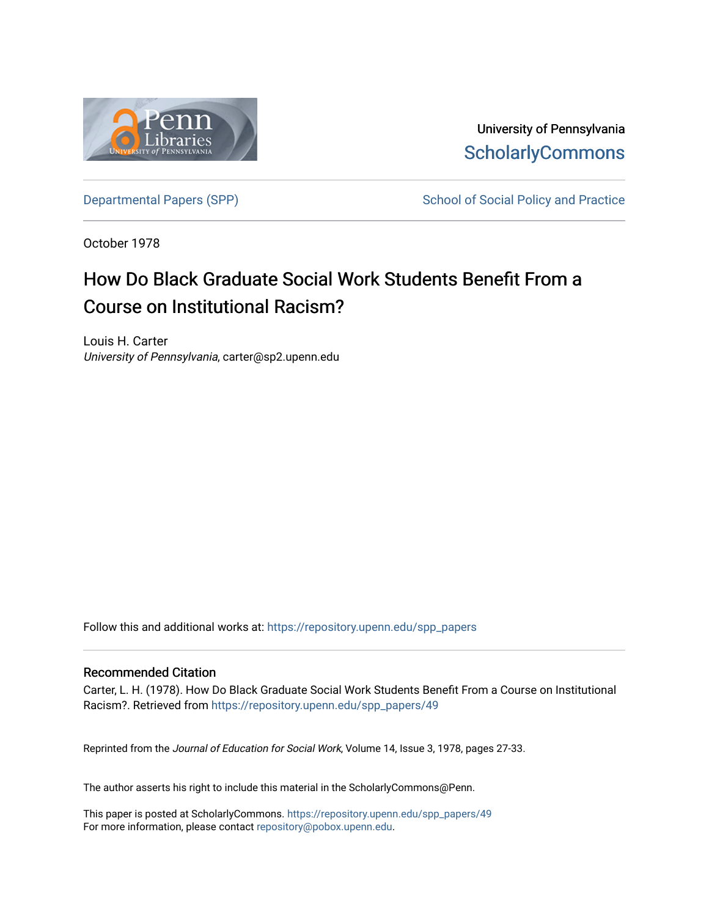University of Pennsylvania
ScholarlyCommons

Departmental Papers (SPP) | School of Social Policy and Practice

October 1978

# How Do Black Graduate Social Work Students Benefit From a Course on Institutional Racism?

Louis H. Carter
*University of Pennsylvania*, carter@sp2.upenn.edu

Follow this and additional works at: https://repository.upenn.edu/spp_papers

## Recommended Citation

Carter, L. H. (1978). How Do Black Graduate Social Work Students Benefit From a Course on Institutional Racism?. Retrieved from https://repository.upenn.edu/spp_papers/49

Reprinted from the *Journal of Education for Social Work*, Volume 14, Issue 3, 1978, pages 27-33.

The author asserts his right to include this material in the ScholarlyCommons@Penn.

This paper is posted at ScholarlyCommons. https://repository.upenn.edu/spp_papers/49
For more information, please contact repository@pobox.upenn.edu.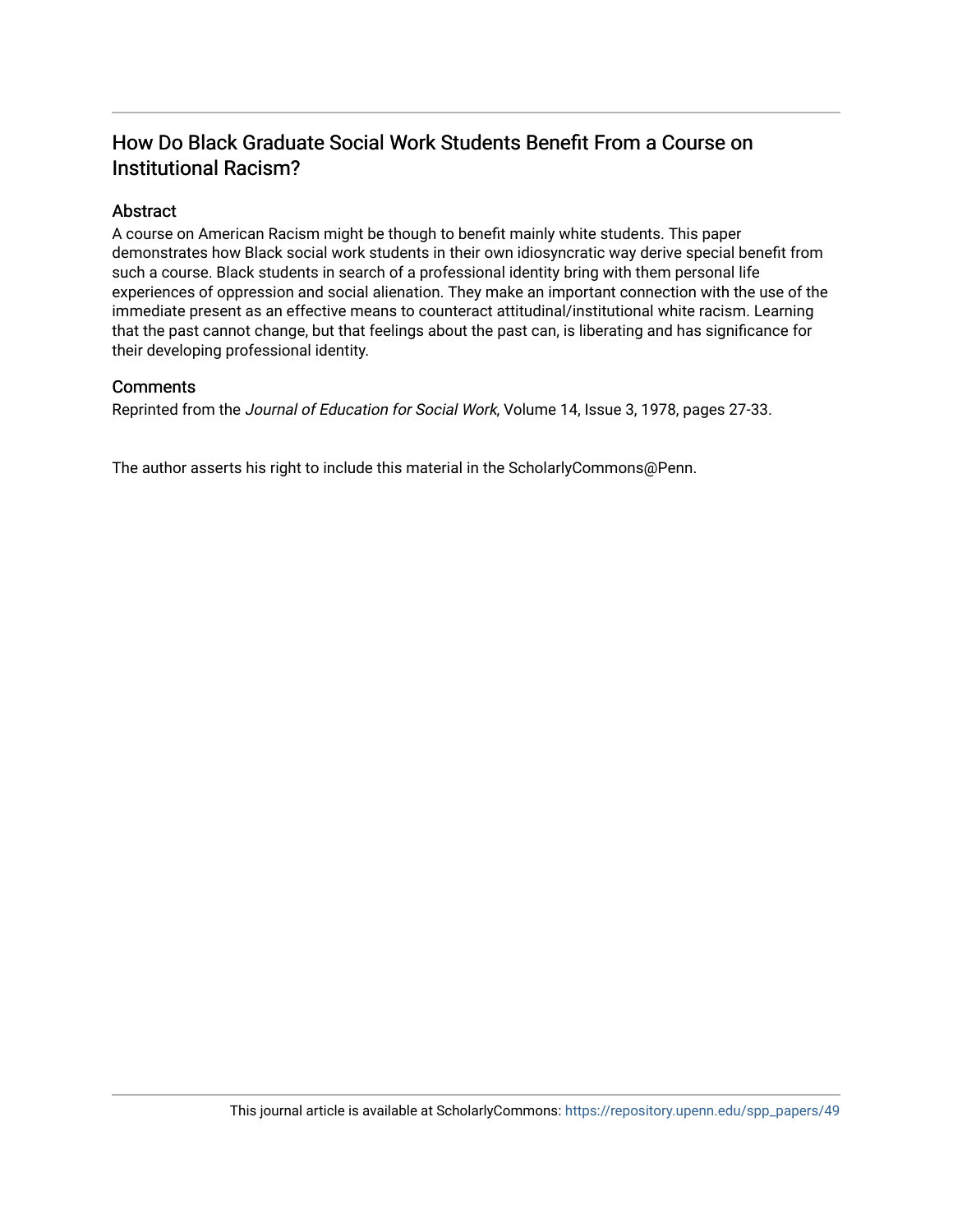# How Do Black Graduate Social Work Students Benefit From a Course on Institutional Racism?

## Abstract

A course on American Racism might be though to benefit mainly white students. This paper demonstrates how Black social work students in their own idiosyncratic way derive special benefit from such a course. Black students in search of a professional identity bring with them personal life experiences of oppression and social alienation. They make an important connection with the use of the immediate present as an effective means to counteract attitudinal/institutional white racism. Learning that the past cannot change, but that feelings about the past can, is liberating and has significance for their developing professional identity.

## Comments

Reprinted from the *Journal of Education for Social Work*, Volume 14, Issue 3, 1978, pages 27-33.

The author asserts his right to include this material in the ScholarlyCommons@Penn.

This journal article is available at ScholarlyCommons: https://repository.upenn.edu/spp_papers/49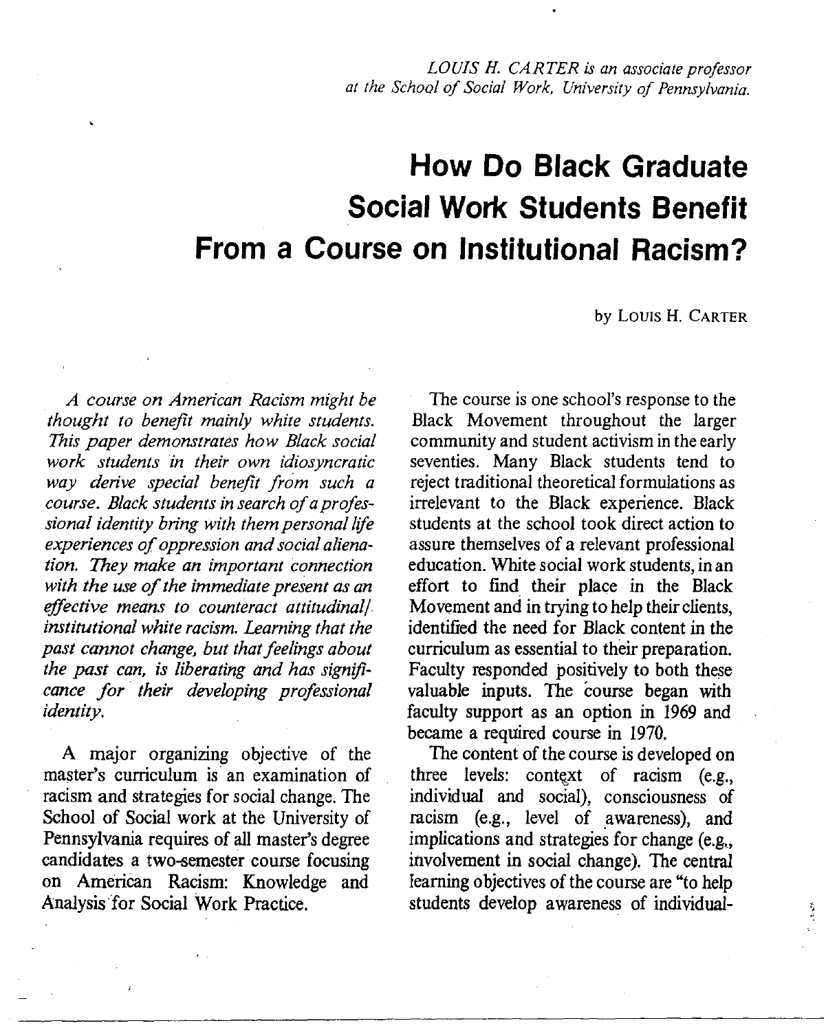*LOUIS H. CARTER is an associate professor at the School of Social Work, University of Pennsylvania.*

# How Do Black Graduate Social Work Students Benefit From a Course on Institutional Racism?

by LOUIS H. CARTER

*A course on American Racism might be thought to benefit mainly white students. This paper demonstrates how Black social work students in their own idiosyncratic way derive special benefit from such a course. Black students in search of a professional identity bring with them personal life experiences of oppression and social alienation. They make an important connection with the use of the immediate present as an effective means to counteract attitudinal/institutional white racism. Learning that the past cannot change, but that feelings about the past can, is liberating and has significance for their developing professional identity.*

A major organizing objective of the master's curriculum is an examination of racism and strategies for social change. The School of Social work at the University of Pennsylvania requires of all master's degree candidates a two-semester course focusing on American Racism: Knowledge and Analysis for Social Work Practice.

The course is one school's response to the Black Movement throughout the larger community and student activism in the early seventies. Many Black students tend to reject traditional theoretical formulations as irrelevant to the Black experience. Black students at the school took direct action to assure themselves of a relevant professional education. White social work students, in an effort to find their place in the Black Movement and in trying to help their clients, identified the need for Black content in the curriculum as essential to their preparation. Faculty responded positively to both these valuable inputs. The course began with faculty support as an option in 1969 and became a required course in 1970.

The content of the course is developed on three levels: context of racism (e.g., individual and social), consciousness of racism (e.g., level of awareness), and implications and strategies for change (e.g., involvement in social change). The central learning objectives of the course are "to help students develop awareness of individual-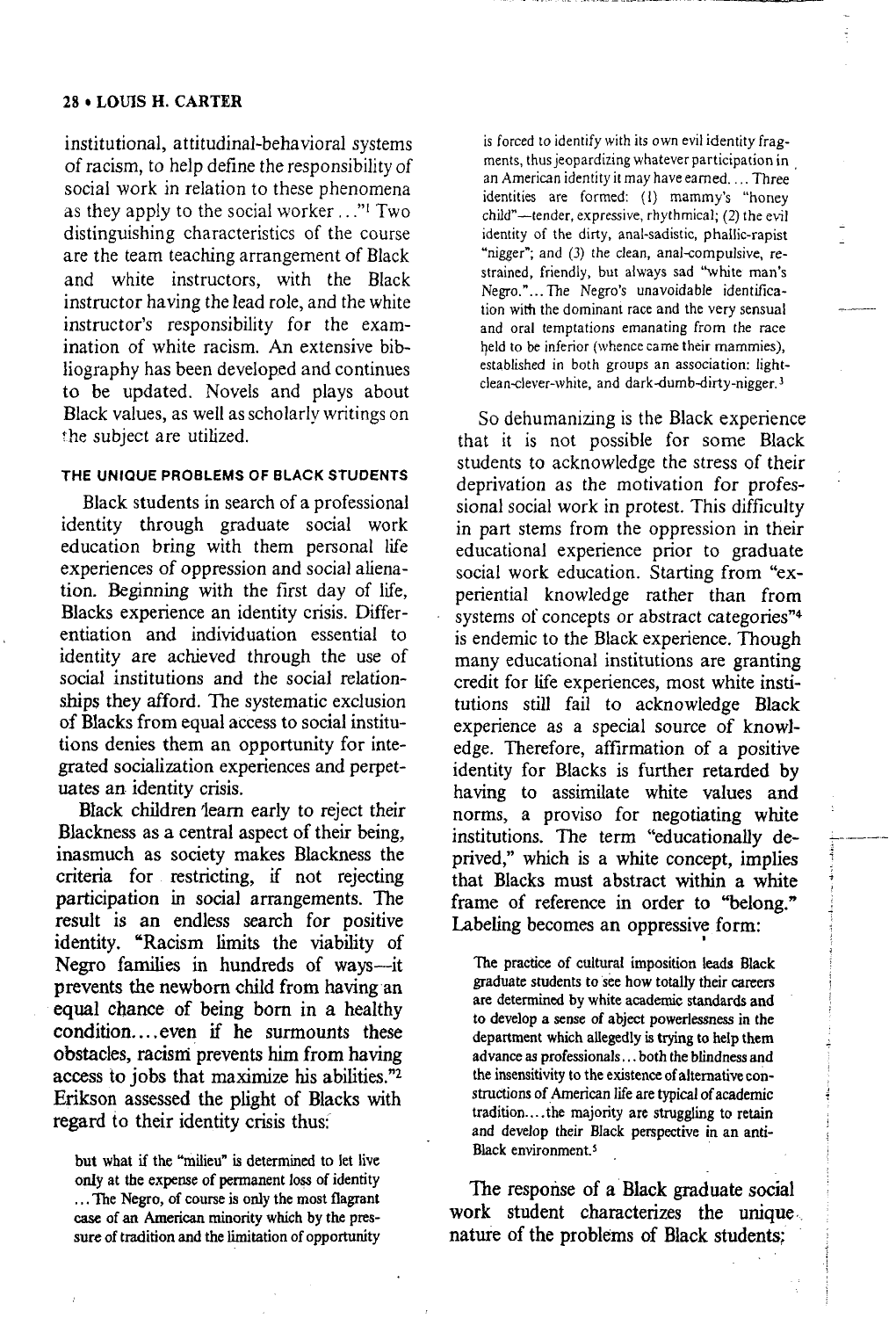institutional, attitudinal-behavioral systems of racism, to help define the responsibility of social work in relation to these phenomena as they apply to the social worker ..."[1] Two distinguishing characteristics of the course are the team teaching arrangement of Black and white instructors, with the Black instructor having the lead role, and the white instructor's responsibility for the examination of white racism. An extensive bibliography has been developed and continues to be updated. Novels and plays about Black values, as well as scholarly writings on the subject are utilized.

### THE UNIQUE PROBLEMS OF BLACK STUDENTS

Black students in search of a professional identity through graduate social work education bring with them personal life experiences of oppression and social alienation. Beginning with the first day of life, Blacks experience an identity crisis. Differentiation and individuation essential to identity are achieved through the use of social institutions and the social relationships they afford. The systematic exclusion of Blacks from equal access to social institutions denies them an opportunity for integrated socialization experiences and perpetuates an identity crisis.

Black children learn early to reject their Blackness as a central aspect of their being, inasmuch as society makes Blackness the criteria for restricting, if not rejecting participation in social arrangements. The result is an endless search for positive identity. "Racism limits the viability of Negro families in hundreds of ways—it prevents the newborn child from having an equal chance of being born in a healthy condition....even if he surmounts these obstacles, racism prevents him from having access to jobs that maximize his abilities."[2] Erikson assessed the plight of Blacks with regard to their identity crisis thus:

> but what if the "milieu" is determined to let live only at the expense of permanent loss of identity ... The Negro, of course is only the most flagrant case of an American minority which by the pressure of tradition and the limitation of opportunity is forced to identify with its own evil identity fragments, thus jeopardizing whatever participation in an American identity it may have earned.... Three identities are formed: (1) mammy's "honey child"—tender, expressive, rhythmical; (2) the evil identity of the dirty, anal-sadistic, phallic-rapist "nigger"; and (3) the clean, anal-compulsive, restrained, friendly, but always sad "white man's Negro."... The Negro's unavoidable identification with the dominant race and the very sensual and oral temptations emanating from the race held to be inferior (whence came their mammies), established in both groups an association: light-clean-clever-white, and dark-dumb-dirty-nigger.[3]

So dehumanizing is the Black experience that it is not possible for some Black students to acknowledge the stress of their deprivation as the motivation for professional social work in protest. This difficulty in part stems from the oppression in their educational experience prior to graduate social work education. Starting from "experiential knowledge rather than from systems of concepts or abstract categories"[4] is endemic to the Black experience. Though many educational institutions are granting credit for life experiences, most white institutions still fail to acknowledge Black experience as a special source of knowledge. Therefore, affirmation of a positive identity for Blacks is further retarded by having to assimilate white values and norms, a proviso for negotiating white institutions. The term "educationally deprived," which is a white concept, implies that Blacks must abstract within a white frame of reference in order to "belong." Labeling becomes an oppressive form:

> The practice of cultural imposition leads Black graduate students to see how totally their careers are determined by white academic standards and to develop a sense of abject powerlessness in the department which allegedly is trying to help them advance as professionals... both the blindness and the insensitivity to the existence of alternative constructions of American life are typical of academic tradition....the majority are struggling to retain and develop their Black perspective in an anti-Black environment.[5]

The response of a Black graduate social work student characterizes the unique nature of the problems of Black students;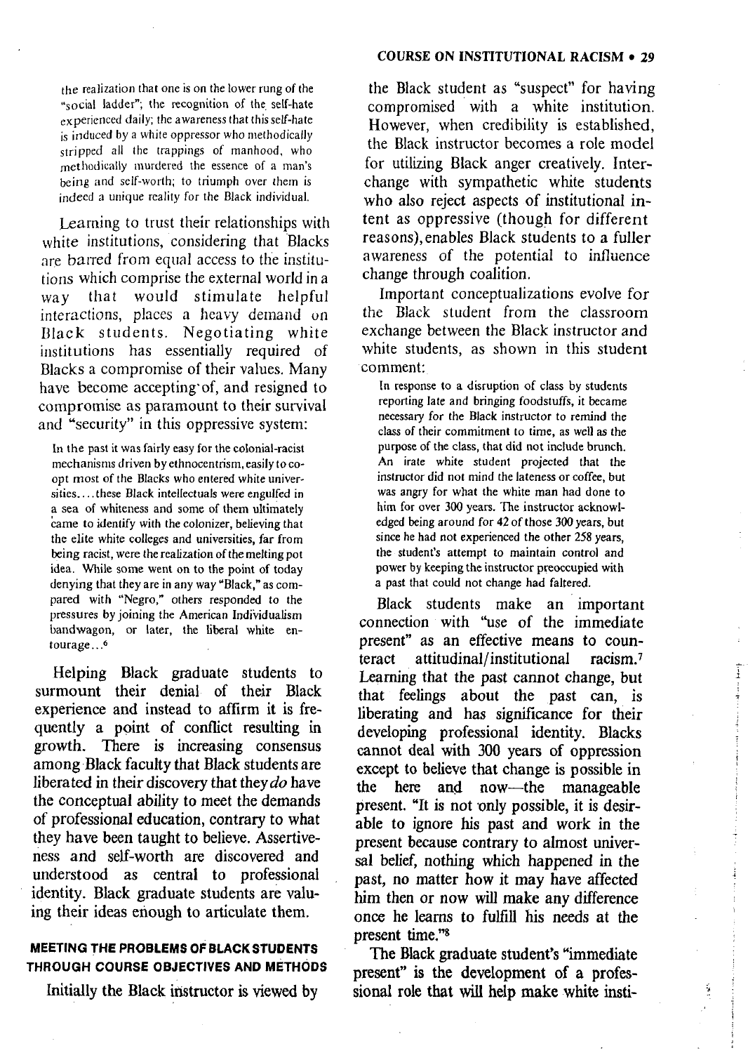the realization that one is on the lower rung of the "social ladder"; the recognition of the self-hate experienced daily; the awareness that this self-hate is induced by a white oppressor who methodically stripped all the trappings of manhood, who methodically murdered the essence of a man's being and self-worth; to triumph over them is indeed a unique reality for the Black individual.

Learning to trust their relationships with white institutions, considering that Blacks are barred from equal access to the institutions which comprise the external world in a way that would stimulate helpful interactions, places a heavy demand on Black students. Negotiating white institutions has essentially required of Blacks a compromise of their values. Many have become accepting of, and resigned to compromise as paramount to their survival and "security" in this oppressive system:

> In the past it was fairly easy for the colonial-racist mechanisms driven by ethnocentrism, easily to co-opt most of the Blacks who entered white universities. . . . these Black intellectuals were engulfed in a sea of whiteness and some of them ultimately came to identify with the colonizer, believing that the elite white colleges and universities, far from being racist, were the realization of the melting pot idea. While some went on to the point of today denying that they are in any way "Black," as compared with "Negro," others responded to the pressures by joining the American Individualism bandwagon, or later, the liberal white entourage . . .[6]

Helping Black graduate students to surmount their denial of their Black experience and instead to affirm it is frequently a point of conflict resulting in growth. There is increasing consensus among Black faculty that Black students are liberated in their discovery that they *do* have the conceptual ability to meet the demands of professional education, contrary to what they have been taught to believe. Assertiveness and self-worth are discovered and understood as central to professional identity. Black graduate students are valuing their ideas enough to articulate them.

## MEETING THE PROBLEMS OF BLACK STUDENTS THROUGH COURSE OBJECTIVES AND METHODS

Initially the Black instructor is viewed by the Black student as "suspect" for having compromised with a white institution. However, when credibility is established, the Black instructor becomes a role model for utilizing Black anger creatively. Interchange with sympathetic white students who also reject aspects of institutional intent as oppressive (though for different reasons), enables Black students to a fuller awareness of the potential to influence change through coalition.

Important conceptualizations evolve for the Black student from the classroom exchange between the Black instructor and white students, as shown in this student comment:

> In response to a disruption of class by students reporting late and bringing foodstuffs, it became necessary for the Black instructor to remind the class of their commitment to time, as well as the purpose of the class, that did not include brunch. An irate white student projected that the instructor did not mind the lateness or coffee, but was angry for what the white man had done to him for over 300 years. The instructor acknowledged being around for 42 of those 300 years, but since he had not experienced the other 258 years, the student's attempt to maintain control and power by keeping the instructor preoccupied with a past that could not change had faltered.

Black students make an important connection with "use of the immediate present" as an effective means to counteract attitudinal/institutional racism.[7] Learning that the past cannot change, but that feelings about the past can, is liberating and has significance for their developing professional identity. Blacks cannot deal with 300 years of oppression except to believe that change is possible in the here and now—the manageable present. "It is not only possible, it is desirable to ignore his past and work in the present because contrary to almost universal belief, nothing which happened in the past, no matter how it may have affected him then or now will make any difference once he learns to fulfill his needs at the present time."[8]

The Black graduate student's "immediate present" is the development of a professional role that will help make white insti-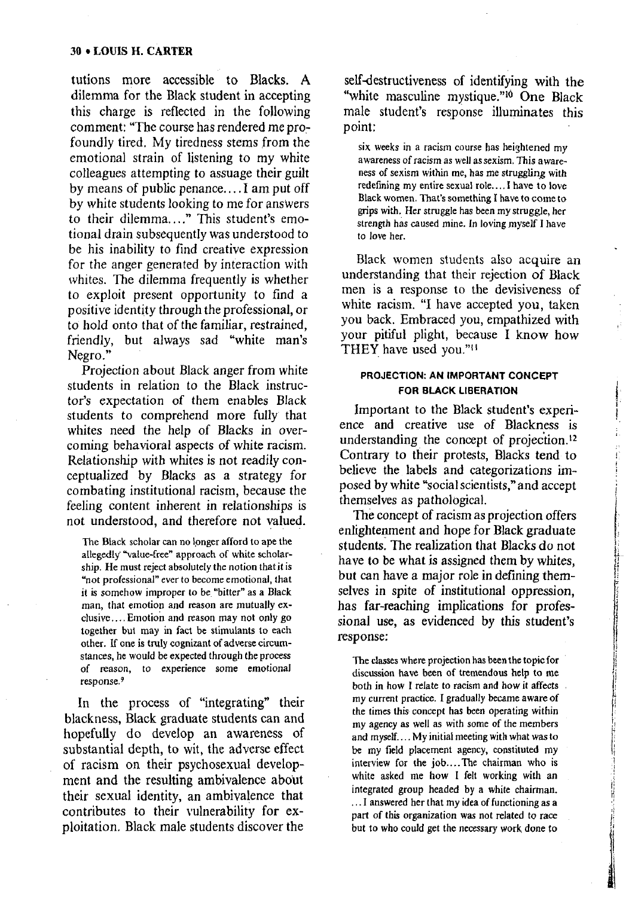tutions more accessible to Blacks. A dilemma for the Black student in accepting this charge is reflected in the following comment: "The course has rendered me profoundly tired. My tiredness stems from the emotional strain of listening to my white colleagues attempting to assuage their guilt by means of public penance.... I am put off by white students looking to me for answers to their dilemma...." This student's emotional drain subsequently was understood to be his inability to find creative expression for the anger generated by interaction with whites. The dilemma frequently is whether to exploit present opportunity to find a positive identity through the professional, or to hold onto that of the familiar, restrained, friendly, but always sad "white man's Negro."

Projection about Black anger from white students in relation to the Black instructor's expectation of them enables Black students to comprehend more fully that whites need the help of Blacks in overcoming behavioral aspects of white racism. Relationship with whites is not readily conceptualized by Blacks as a strategy for combating institutional racism, because the feeling content inherent in relationships is not understood, and therefore not valued.

> The Black scholar can no longer afford to ape the allegedly "value-free" approach of white scholarship. He must reject absolutely the notion that it is "not professional" ever to become emotional, that it is somehow improper to be "bitter" as a Black man, that emotion and reason are mutually exclusive.... Emotion and reason may not only go together but may in fact be stimulants to each other. If one is truly cognizant of adverse circumstances, he would be expected through the process of reason, to experience some emotional response.[9]

In the process of "integrating" their blackness, Black graduate students can and hopefully do develop an awareness of substantial depth, to wit, the adverse effect of racism on their psychosexual development and the resulting ambivalence about their sexual identity, an ambivalence that contributes to their vulnerability for exploitation. Black male students discover the self-destructiveness of identifying with the "white masculine mystique."[10] One Black male student's response illuminates this point:

> six weeks in a racism course has heightened my awareness of racism as well as sexism. This awareness of sexism within me, has me struggling with redefining my entire sexual role.... I have to love Black women. That's something I have to come to grips with. Her struggle has been my struggle, her strength has caused mine. In loving myself I have to love her.

Black women students also acquire an understanding that their rejection of Black men is a response to the devisiveness of white racism. "I have accepted you, taken you back. Embraced you, empathized with your pitiful plight, because I know how THEY have used you."[11]

#### PROJECTION: AN IMPORTANT CONCEPT FOR BLACK LIBERATION

Important to the Black student's experience and creative use of Blackness is understanding the concept of projection.[12] Contrary to their protests, Blacks tend to believe the labels and categorizations imposed by white "social scientists," and accept themselves as pathological.

The concept of racism as projection offers enlightenment and hope for Black graduate students. The realization that Blacks do not have to be what is assigned them by whites, but can have a major role in defining themselves in spite of institutional oppression, has far-reaching implications for professional use, as evidenced by this student's response:

> The classes where projection has been the topic for discussion have been of tremendous help to me both in how I relate to racism and how it affects my current practice. I gradually became aware of the times this concept has been operating within my agency as well as with some of the members and myself.... My initial meeting with what was to be my field placement agency, constituted my interview for the job....The chairman who is white asked me how I felt working with an integrated group headed by a white chairman. ...I answered her that my idea of functioning as a part of this organization was not related to race but to who could get the necessary work done to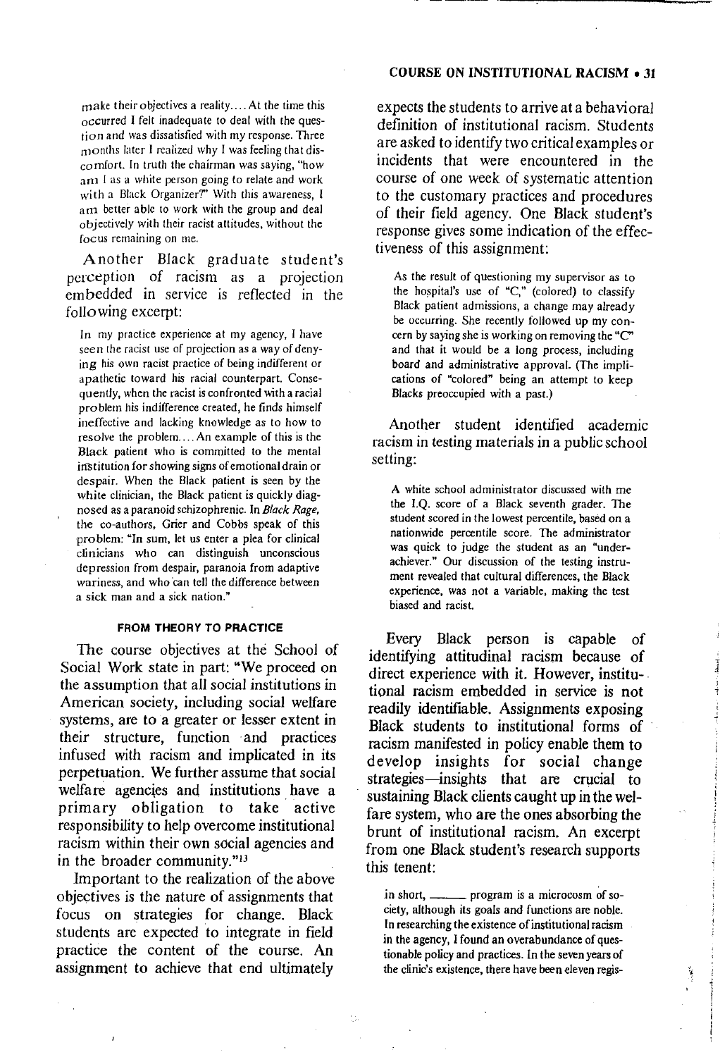make their objectives a reality.... At the time this occurred I felt inadequate to deal with the question and was dissatisfied with my response. Three months later I realized why I was feeling that discomfort. In truth the chairman was saying, "how am I as a white person going to relate and work with a Black Organizer?" With this awareness, I am better able to work with the group and deal objectively with their racist attitudes, without the focus remaining on me.

Another Black graduate student's perception of racism as a projection embedded in service is reflected in the following excerpt:

> In my practice experience at my agency, I have seen the racist use of projection as a way of denying his own racist practice of being indifferent or apathetic toward his racial counterpart. Consequently, when the racist is confronted with a racial problem his indifference created, he finds himself ineffective and lacking knowledge as to how to resolve the problem.... An example of this is the Black patient who is committed to the mental institution for showing signs of emotional drain or despair. When the Black patient is seen by the white clinician, the Black patient is quickly diagnosed as a paranoid schizophrenic. In *Black Rage*, the co-authors, Grier and Cobbs speak of this problem: "In sum, let us enter a plea for clinical clinicians who can distinguish unconscious depression from despair, paranoia from adaptive wariness, and who can tell the difference between a sick man and a sick nation."

### FROM THEORY TO PRACTICE

The course objectives at the School of Social Work state in part: "We proceed on the assumption that all social institutions in American society, including social welfare systems, are to a greater or lesser extent in their structure, function and practices infused with racism and implicated in its perpetuation. We further assume that social welfare agencies and institutions have a primary obligation to take active responsibility to help overcome institutional racism within their own social agencies and in the broader community."[13]

Important to the realization of the above objectives is the nature of assignments that focus on strategies for change. Black students are expected to integrate in field practice the content of the course. An assignment to achieve that end ultimately expects the students to arrive at a behavioral definition of institutional racism. Students are asked to identify two critical examples or incidents that were encountered in the course of one week of systematic attention to the customary practices and procedures of their field agency. One Black student's response gives some indication of the effectiveness of this assignment:

> As the result of questioning my supervisor as to the hospital's use of "C," (colored) to classify Black patient admissions, a change may already be occurring. She recently followed up my concern by saying she is working on removing the "C" and that it would be a long process, including board and administrative approval. (The implications of "colored" being an attempt to keep Blacks preoccupied with a past.)

Another student identified academic racism in testing materials in a public school setting:

> A white school administrator discussed with me the I.Q. score of a Black seventh grader. The student scored in the lowest percentile, based on a nationwide percentile score. The administrator was quick to judge the student as an "underachiever." Our discussion of the testing instrument revealed that cultural differences, the Black experience, was not a variable, making the test biased and racist.

Every Black person is capable of identifying attitudinal racism because of direct experience with it. However, institutional racism embedded in service is not readily identifiable. Assignments exposing Black students to institutional forms of racism manifested in policy enable them to develop insights for social change strategies—insights that are crucial to sustaining Black clients caught up in the welfare system, who are the ones absorbing the brunt of institutional racism. An excerpt from one Black student's research supports this tenent:

> in short, \_\_\_\_\_\_ program is a microcosm of society, although its goals and functions are noble. In researching the existence of institutional racism in the agency, I found an overabundance of questionable policy and practices. In the seven years of the clinic's existence, there have been eleven regis-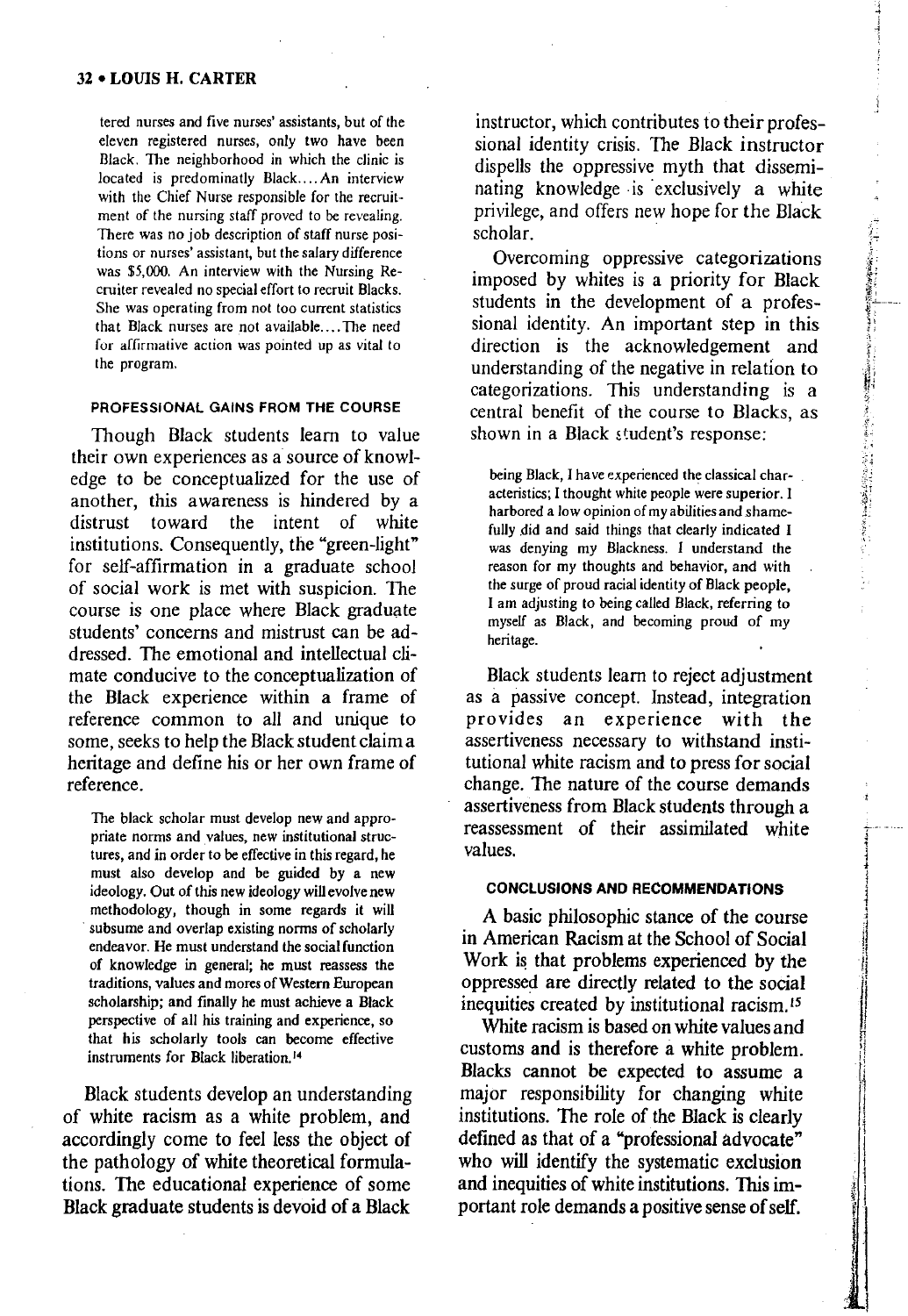tered nurses and five nurses' assistants, but of the eleven registered nurses, only two have been Black. The neighborhood in which the clinic is located is predominatly Black.... An interview with the Chief Nurse responsible for the recruitment of the nursing staff proved to be revealing. There was no job description of staff nurse positions or nurses' assistant, but the salary difference was $5,000. An interview with the Nursing Recruiter revealed no special effort to recruit Blacks. She was operating from not too current statistics that Black nurses are not available.... The need for affirmative action was pointed up as vital to the program.

#### PROFESSIONAL GAINS FROM THE COURSE

Though Black students learn to value their own experiences as a source of knowledge to be conceptualized for the use of another, this awareness is hindered by a distrust toward the intent of white institutions. Consequently, the "green-light" for self-affirmation in a graduate school of social work is met with suspicion. The course is one place where Black graduate students' concerns and mistrust can be addressed. The emotional and intellectual climate conducive to the conceptualization of the Black experience within a frame of reference common to all and unique to some, seeks to help the Black student claim a heritage and define his or her own frame of reference.

> The black scholar must develop new and appropriate norms and values, new institutional structures, and in order to be effective in this regard, he must also develop and be guided by a new ideology. Out of this new ideology will evolve new methodology, though in some regards it will subsume and overlap existing norms of scholarly endeavor. He must understand the social function of knowledge in general; he must reassess the traditions, values and mores of Western European scholarship; and finally he must achieve a Black perspective of all his training and experience, so that his scholarly tools can become effective instruments for Black liberation.[14]

Black students develop an understanding of white racism as a white problem, and accordingly come to feel less the object of the pathology of white theoretical formulations. The educational experience of some Black graduate students is devoid of a Black instructor, which contributes to their professional identity crisis. The Black instructor dispells the oppressive myth that disseminating knowledge is exclusively a white privilege, and offers new hope for the Black scholar.

Overcoming oppressive categorizations imposed by whites is a priority for Black students in the development of a professional identity. An important step in this direction is the acknowledgement and understanding of the negative in relation to categorizations. This understanding is a central benefit of the course to Blacks, as shown in a Black student's response:

> being Black, I have experienced the classical characteristics; I thought white people were superior. I harbored a low opinion of my abilities and shamefully did and said things that clearly indicated I was denying my Blackness. I understand the reason for my thoughts and behavior, and with the surge of proud racial identity of Black people, I am adjusting to being called Black, referring to myself as Black, and becoming proud of my heritage.

Black students learn to reject adjustment as a passive concept. Instead, integration provides an experience with the assertiveness necessary to withstand institutional white racism and to press for social change. The nature of the course demands assertiveness from Black students through a reassessment of their assimilated white values.

#### CONCLUSIONS AND RECOMMENDATIONS

A basic philosophic stance of the course in American Racism at the School of Social Work is that problems experienced by the oppressed are directly related to the social inequities created by institutional racism.[15]

White racism is based on white values and customs and is therefore a white problem. Blacks cannot be expected to assume a major responsibility for changing white institutions. The role of the Black is clearly defined as that of a "professional advocate" who will identify the systematic exclusion and inequities of white institutions. This important role demands a positive sense of self.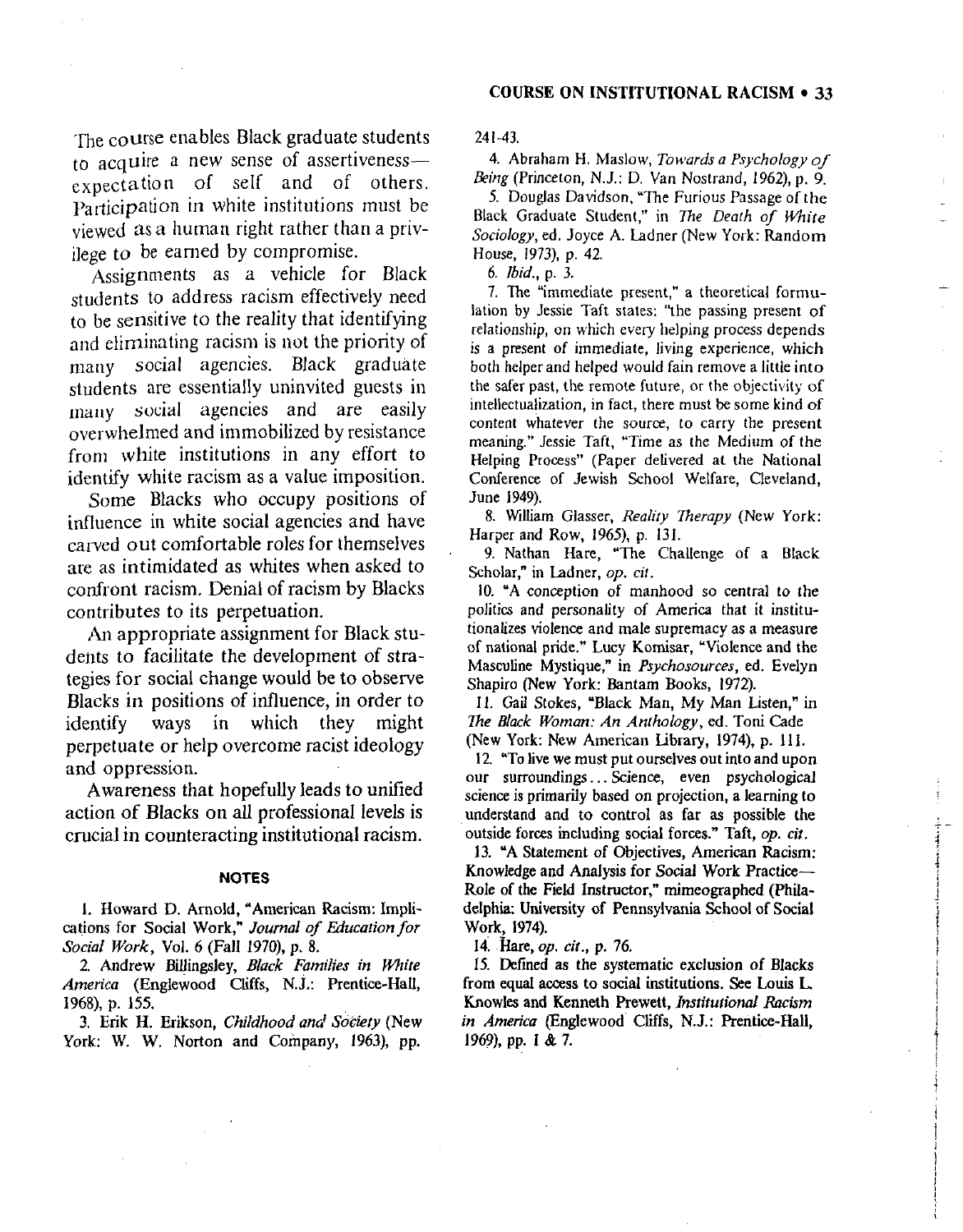The course enables Black graduate students to acquire a new sense of assertiveness—expectation of self and of others. Participation in white institutions must be viewed as a human right rather than a privilege to be earned by compromise.

Assignments as a vehicle for Black students to address racism effectively need to be sensitive to the reality that identifying and eliminating racism is not the priority of many social agencies. Black graduate students are essentially uninvited guests in many social agencies and are easily overwhelmed and immobilized by resistance from white institutions in any effort to identify white racism as a value imposition.

Some Blacks who occupy positions of influence in white social agencies and have carved out comfortable roles for themselves are as intimidated as whites when asked to confront racism. Denial of racism by Blacks contributes to its perpetuation.

An appropriate assignment for Black students to facilitate the development of strategies for social change would be to observe Blacks in positions of influence, in order to identify ways in which they might perpetuate or help overcome racist ideology and oppression.

Awareness that hopefully leads to unified action of Blacks on all professional levels is crucial in counteracting institutional racism.

#### NOTES

1. Howard D. Arnold, "American Racism: Implications for Social Work," *Journal of Education for Social Work*, Vol. 6 (Fall 1970), p. 8.

2. Andrew Billingsley, *Black Families in White America* (Englewood Cliffs, N.J.: Prentice-Hall, 1968), p. 155.

3. Erik H. Erikson, *Childhood and Society* (New York: W. W. Norton and Company, 1963), pp. 241-43.

4. Abraham H. Maslow, *Towards a Psychology of Being* (Princeton, N.J.: D. Van Nostrand, 1962), p. 9.

5. Douglas Davidson, "The Furious Passage of the Black Graduate Student," in *The Death of White Sociology*, ed. Joyce A. Ladner (New York: Random House, 1973), p. 42.

6. *Ibid.*, p. 3.

7. The "immediate present," a theoretical formulation by Jessie Taft states: "the passing present of relationship, on which every helping process depends is a present of immediate, living experience, which both helper and helped would fain remove a little into the safer past, the remote future, or the objectivity of intellectualization, in fact, there must be some kind of content whatever the source, to carry the present meaning." Jessie Taft, "Time as the Medium of the Helping Process" (Paper delivered at the National Conference of Jewish School Welfare, Cleveland, June 1949).

8. William Glasser, *Reality Therapy* (New York: Harper and Row, 1965), p. 131.

9. Nathan Hare, "The Challenge of a Black Scholar," in Ladner, *op. cit.*

10. "A conception of manhood so central to the politics and personality of America that it institutionalizes violence and male supremacy as a measure of national pride." Lucy Komisar, "Violence and the Masculine Mystique," in *Psychosources*, ed. Evelyn Shapiro (New York: Bantam Books, 1972).

11. Gail Stokes, "Black Man, My Man Listen," in *The Black Woman: An Anthology*, ed. Toni Cade (New York: New American Library, 1974), p. 111.

12. "To live we must put ourselves out into and upon our surroundings... Science, even psychological science is primarily based on projection, a learning to understand and to control as far as possible the outside forces including social forces." Taft, *op. cit.*

13. "A Statement of Objectives, American Racism: Knowledge and Analysis for Social Work Practice—Role of the Field Instructor," mimeographed (Philadelphia: University of Pennsylvania School of Social Work, 1974).

14. Hare, *op. cit.*, p. 76.

15. Defined as the systematic exclusion of Blacks from equal access to social institutions. See Louis L. Knowles and Kenneth Prewett, *Institutional Racism in America* (Englewood Cliffs, N.J.: Prentice-Hall, 1969), pp. 1 & 7.